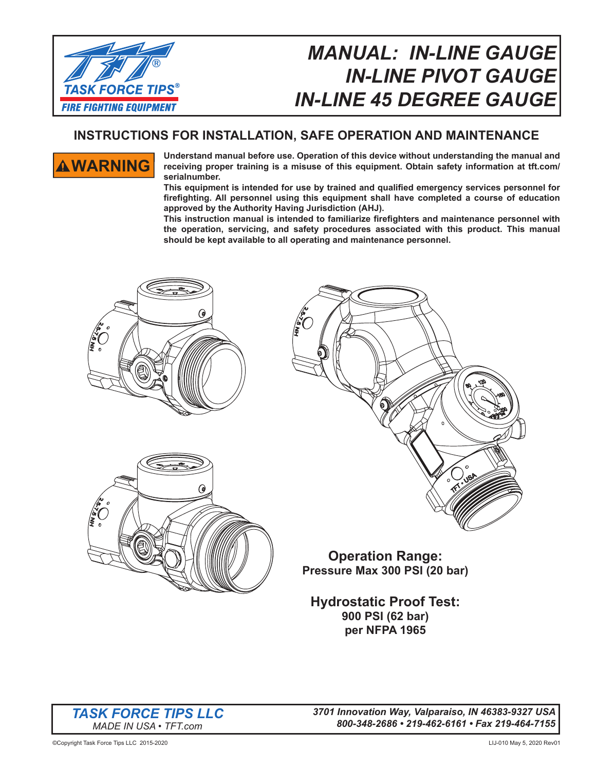TASK FORCE TIPS®
FIRE FIGHTING EQUIPMENT

# *MANUAL: IN-LINE GAUGE*
# *IN-LINE PIVOT GAUGE*
# *IN-LINE 45 DEGREE GAUGE*

## INSTRUCTIONS FOR INSTALLATION, SAFE OPERATION AND MAINTENANCE

**⚠WARNING**

**Understand manual before use. Operation of this device without understanding the manual and receiving proper training is a misuse of this equipment. Obtain safety information at tft.com/serialnumber.**

**This equipment is intended for use by trained and qualified emergency services personnel for firefighting. All personnel using this equipment shall have completed a course of education approved by the Authority Having Jurisdiction (AHJ).**

**This instruction manual is intended to familiarize firefighters and maintenance personnel with the operation, servicing, and safety procedures associated with this product. This manual should be kept available to all operating and maintenance personnel.**

**Operation Range:**
**Pressure Max 300 PSI (20 bar)**

**Hydrostatic Proof Test:**
**900 PSI (62 bar)**
**per NFPA 1965**

***TASK FORCE TIPS LLC***
*MADE IN USA • TFT.com*

***3701 Innovation Way, Valparaiso, IN 46383-9327 USA***
***800-348-2686 • 219-462-6161 • Fax 219-464-7155***

©Copyright Task Force Tips LLC 2015-2020

LIJ-010 May 5, 2020 Rev01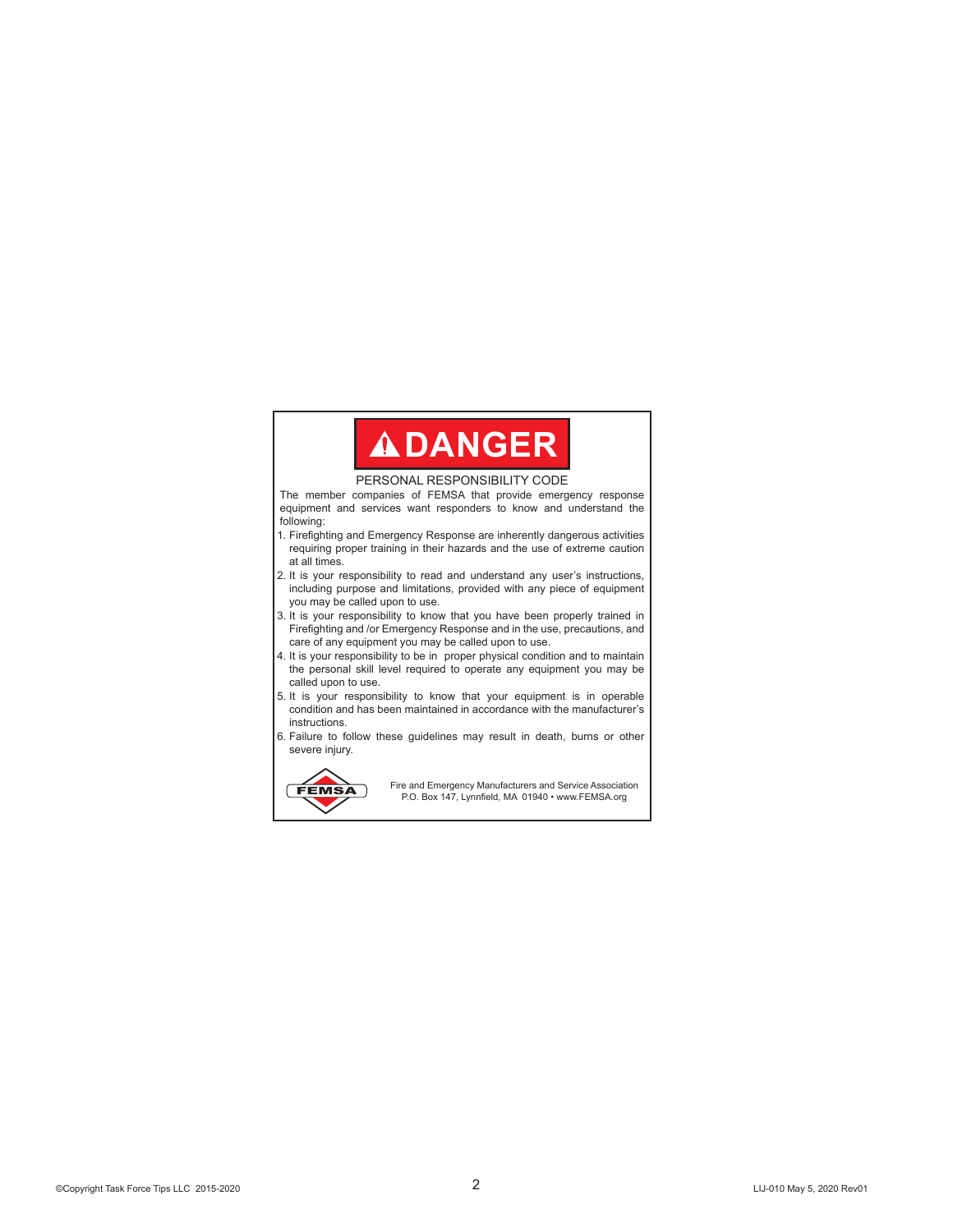# ⚠DANGER

## PERSONAL RESPONSIBILITY CODE

The member companies of FEMSA that provide emergency response equipment and services want responders to know and understand the following:

1. Firefighting and Emergency Response are inherently dangerous activities requiring proper training in their hazards and the use of extreme caution at all times.
2. It is your responsibility to read and understand any user's instructions, including purpose and limitations, provided with any piece of equipment you may be called upon to use.
3. It is your responsibility to know that you have been properly trained in Firefighting and /or Emergency Response and in the use, precautions, and care of any equipment you may be called upon to use.
4. It is your responsibility to be in proper physical condition and to maintain the personal skill level required to operate any equipment you may be called upon to use.
5. It is your responsibility to know that your equipment is in operable condition and has been maintained in accordance with the manufacturer's instructions.
6. Failure to follow these guidelines may result in death, burns or other severe injury.

FEMSA

Fire and Emergency Manufacturers and Service Association
P.O. Box 147, Lynnfield, MA 01940 • www.FEMSA.org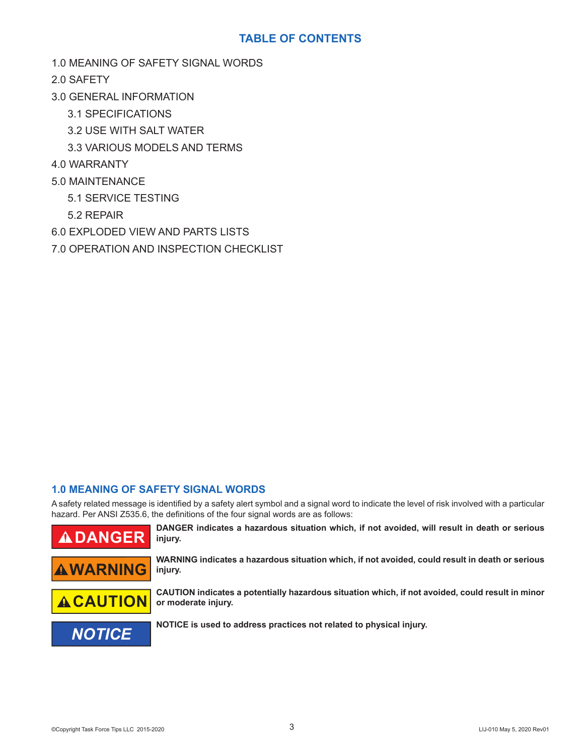## TABLE OF CONTENTS

1.0 MEANING OF SAFETY SIGNAL WORDS

2.0 SAFETY

3.0 GENERAL INFORMATION

- 3.1 SPECIFICATIONS
- 3.2 USE WITH SALT WATER
- 3.3 VARIOUS MODELS AND TERMS

4.0 WARRANTY

5.0 MAINTENANCE

- 5.1 SERVICE TESTING
- 5.2 REPAIR

6.0 EXPLODED VIEW AND PARTS LISTS

7.0 OPERATION AND INSPECTION CHECKLIST

## 1.0 MEANING OF SAFETY SIGNAL WORDS

A safety related message is identified by a safety alert symbol and a signal word to indicate the level of risk involved with a particular hazard. Per ANSI Z535.6, the definitions of the four signal words are as follows:

**⚠ DANGER** — **DANGER indicates a hazardous situation which, if not avoided, will result in death or serious injury.**

**⚠ WARNING** — **WARNING indicates a hazardous situation which, if not avoided, could result in death or serious injury.**

**⚠ CAUTION** — **CAUTION indicates a potentially hazardous situation which, if not avoided, could result in minor or moderate injury.**

***NOTICE*** — **NOTICE is used to address practices not related to physical injury.**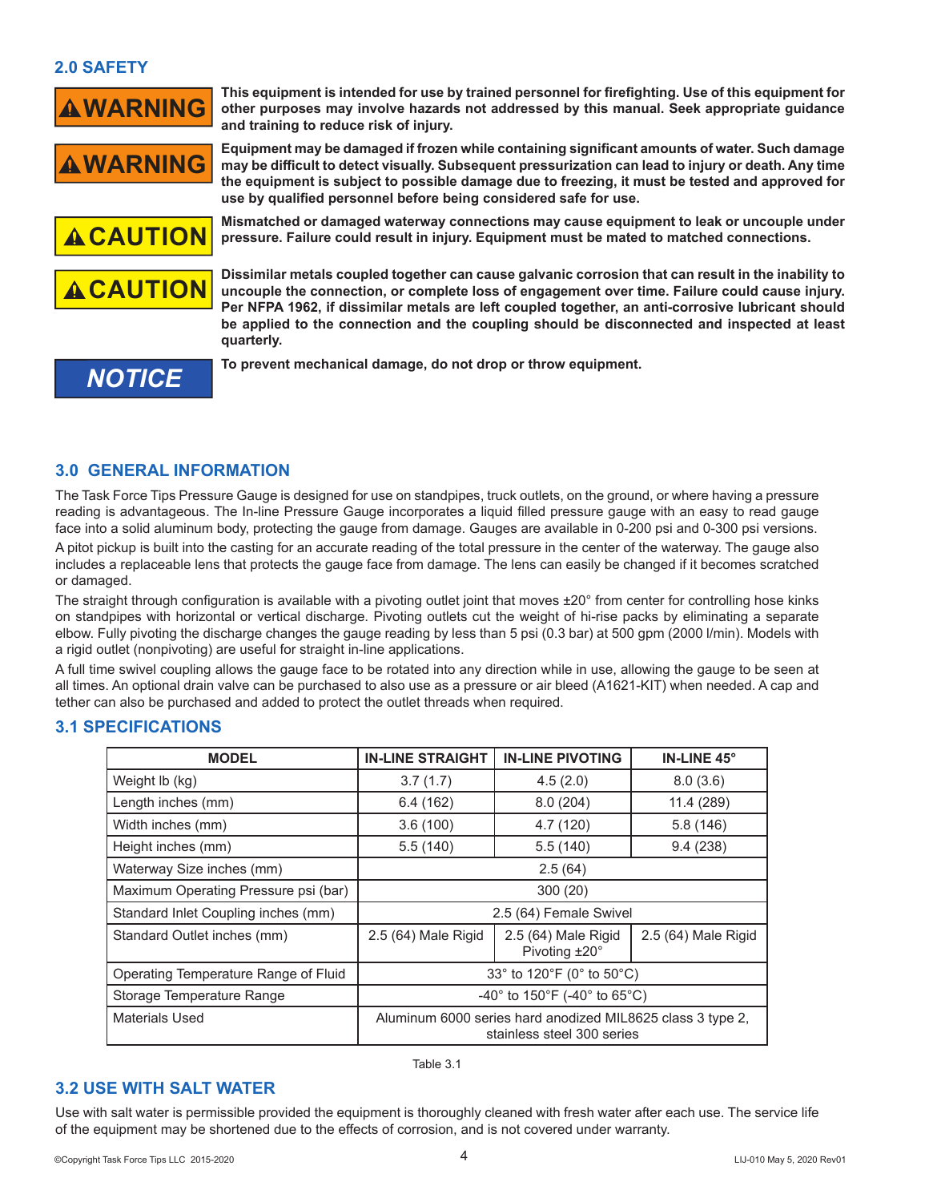## 2.0 SAFETY

**⚠WARNING** **This equipment is intended for use by trained personnel for firefighting. Use of this equipment for other purposes may involve hazards not addressed by this manual. Seek appropriate guidance and training to reduce risk of injury.**

**⚠WARNING** **Equipment may be damaged if frozen while containing significant amounts of water. Such damage may be difficult to detect visually. Subsequent pressurization can lead to injury or death. Any time the equipment is subject to possible damage due to freezing, it must be tested and approved for use by qualified personnel before being considered safe for use.**

**⚠CAUTION** **Mismatched or damaged waterway connections may cause equipment to leak or uncouple under pressure. Failure could result in injury. Equipment must be mated to matched connections.**

**⚠CAUTION** **Dissimilar metals coupled together can cause galvanic corrosion that can result in the inability to uncouple the connection, or complete loss of engagement over time. Failure could cause injury. Per NFPA 1962, if dissimilar metals are left coupled together, an anti-corrosive lubricant should be applied to the connection and the coupling should be disconnected and inspected at least quarterly.**

***NOTICE*** **To prevent mechanical damage, do not drop or throw equipment.**

## 3.0 GENERAL INFORMATION

The Task Force Tips Pressure Gauge is designed for use on standpipes, truck outlets, on the ground, or where having a pressure reading is advantageous. The In-line Pressure Gauge incorporates a liquid filled pressure gauge with an easy to read gauge face into a solid aluminum body, protecting the gauge from damage. Gauges are available in 0-200 psi and 0-300 psi versions.

A pitot pickup is built into the casting for an accurate reading of the total pressure in the center of the waterway. The gauge also includes a replaceable lens that protects the gauge face from damage. The lens can easily be changed if it becomes scratched or damaged.

The straight through configuration is available with a pivoting outlet joint that moves ±20° from center for controlling hose kinks on standpipes with horizontal or vertical discharge. Pivoting outlets cut the weight of hi-rise packs by eliminating a separate elbow. Fully pivoting the discharge changes the gauge reading by less than 5 psi (0.3 bar) at 500 gpm (2000 l/min). Models with a rigid outlet (nonpivoting) are useful for straight in-line applications.

A full time swivel coupling allows the gauge face to be rotated into any direction while in use, allowing the gauge to be seen at all times. An optional drain valve can be purchased to also use as a pressure or air bleed (A1621-KIT) when needed. A cap and tether can also be purchased and added to protect the outlet threads when required.

### 3.1 SPECIFICATIONS

| MODEL | IN-LINE STRAIGHT | IN-LINE PIVOTING | IN-LINE 45° |
|---|---|---|---|
| Weight lb (kg) | 3.7 (1.7) | 4.5 (2.0) | 8.0 (3.6) |
| Length inches (mm) | 6.4 (162) | 8.0 (204) | 11.4 (289) |
| Width inches (mm) | 3.6 (100) | 4.7 (120) | 5.8 (146) |
| Height inches (mm) | 5.5 (140) | 5.5 (140) | 9.4 (238) |
| Waterway Size inches (mm) | 2.5 (64) | | |
| Maximum Operating Pressure psi (bar) | 300 (20) | | |
| Standard Inlet Coupling inches (mm) | 2.5 (64) Female Swivel | | |
| Standard Outlet inches (mm) | 2.5 (64) Male Rigid | 2.5 (64) Male Rigid Pivoting ±20° | 2.5 (64) Male Rigid |
| Operating Temperature Range of Fluid | 33° to 120°F (0° to 50°C) | | |
| Storage Temperature Range | -40° to 150°F (-40° to 65°C) | | |
| Materials Used | Aluminum 6000 series hard anodized MIL8625 class 3 type 2, stainless steel 300 series | | |

Table 3.1

### 3.2 USE WITH SALT WATER

Use with salt water is permissible provided the equipment is thoroughly cleaned with fresh water after each use. The service life of the equipment may be shortened due to the effects of corrosion, and is not covered under warranty.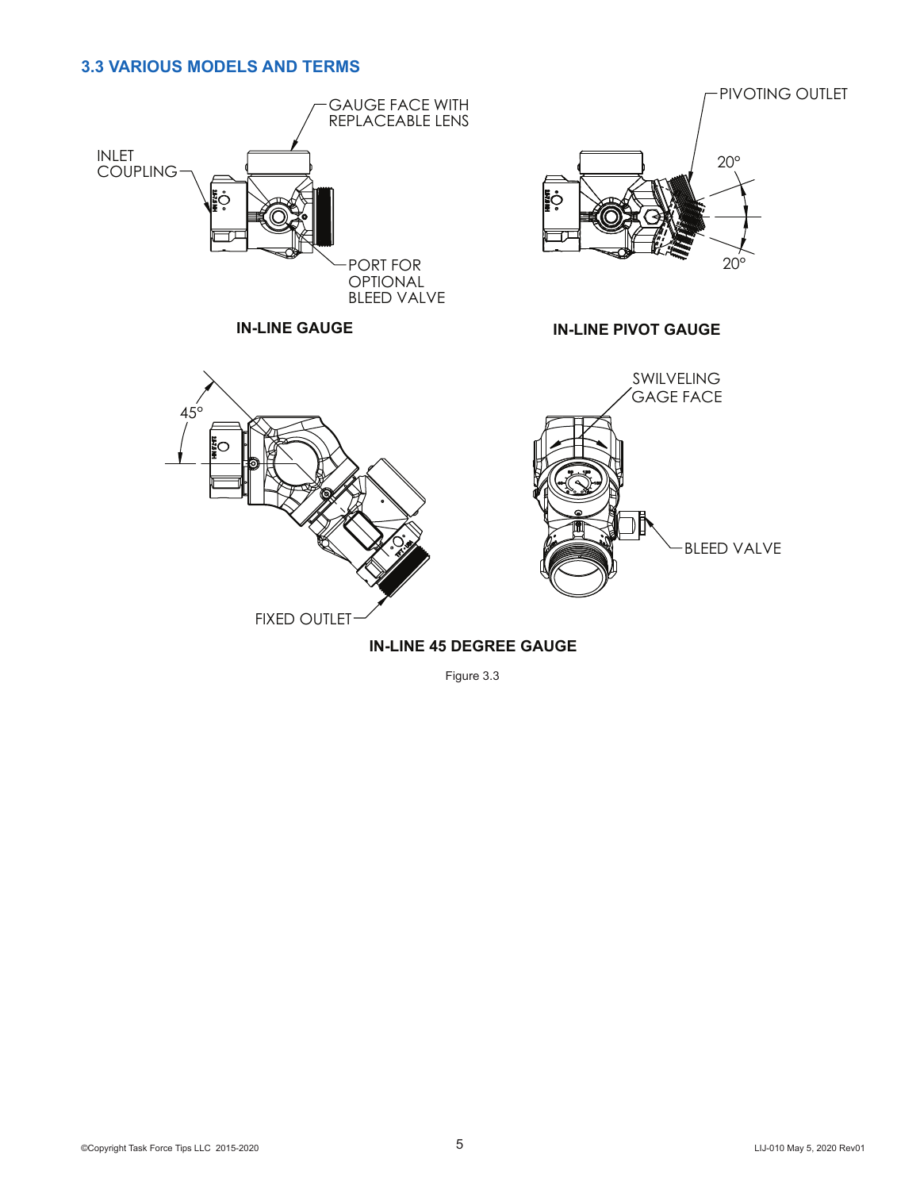### 3.3 VARIOUS MODELS AND TERMS

GAUGE FACE WITH REPLACEABLE LENS

INLET COUPLING

PORT FOR OPTIONAL BLEED VALVE

**IN-LINE GAUGE**

PIVOTING OUTLET

20°

20°

**IN-LINE PIVOT GAUGE**

45°

FIXED OUTLET

SWILVELING GAGE FACE

BLEED VALVE

**IN-LINE 45 DEGREE GAUGE**

Figure 3.3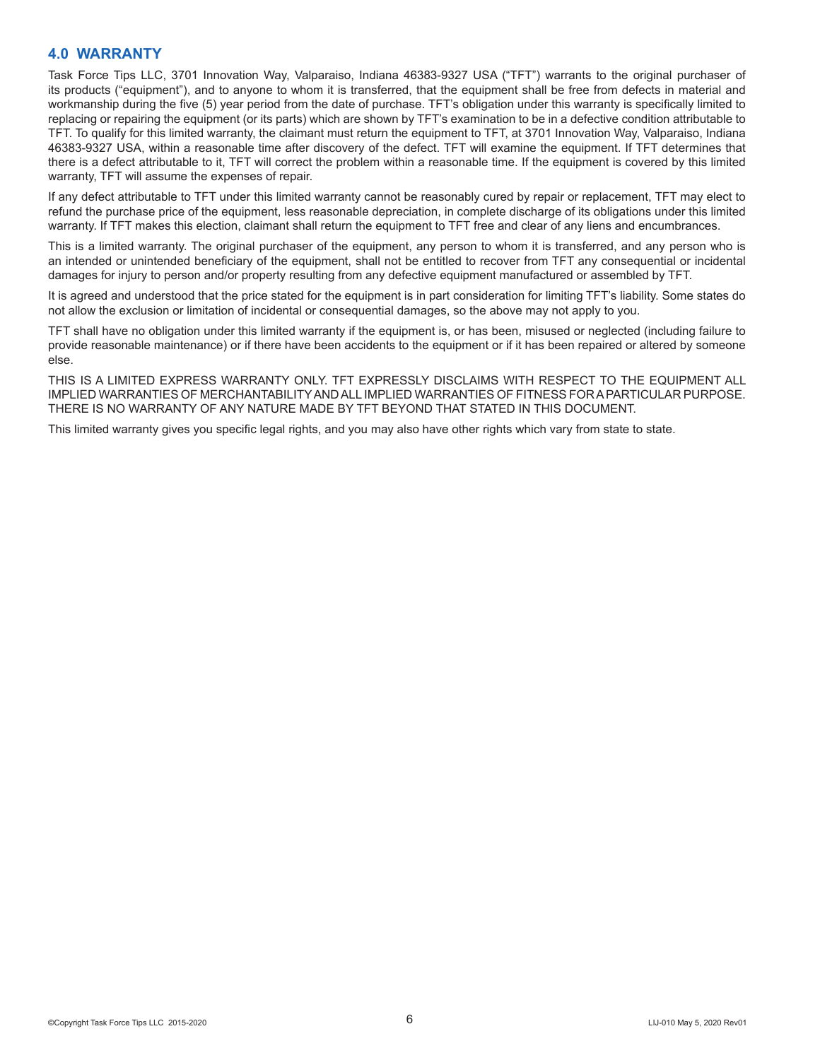## 4.0 WARRANTY

Task Force Tips LLC, 3701 Innovation Way, Valparaiso, Indiana 46383-9327 USA ("TFT") warrants to the original purchaser of its products ("equipment"), and to anyone to whom it is transferred, that the equipment shall be free from defects in material and workmanship during the five (5) year period from the date of purchase. TFT's obligation under this warranty is specifically limited to replacing or repairing the equipment (or its parts) which are shown by TFT's examination to be in a defective condition attributable to TFT. To qualify for this limited warranty, the claimant must return the equipment to TFT, at 3701 Innovation Way, Valparaiso, Indiana 46383-9327 USA, within a reasonable time after discovery of the defect. TFT will examine the equipment. If TFT determines that there is a defect attributable to it, TFT will correct the problem within a reasonable time. If the equipment is covered by this limited warranty, TFT will assume the expenses of repair.

If any defect attributable to TFT under this limited warranty cannot be reasonably cured by repair or replacement, TFT may elect to refund the purchase price of the equipment, less reasonable depreciation, in complete discharge of its obligations under this limited warranty. If TFT makes this election, claimant shall return the equipment to TFT free and clear of any liens and encumbrances.

This is a limited warranty. The original purchaser of the equipment, any person to whom it is transferred, and any person who is an intended or unintended beneficiary of the equipment, shall not be entitled to recover from TFT any consequential or incidental damages for injury to person and/or property resulting from any defective equipment manufactured or assembled by TFT.

It is agreed and understood that the price stated for the equipment is in part consideration for limiting TFT's liability. Some states do not allow the exclusion or limitation of incidental or consequential damages, so the above may not apply to you.

TFT shall have no obligation under this limited warranty if the equipment is, or has been, misused or neglected (including failure to provide reasonable maintenance) or if there have been accidents to the equipment or if it has been repaired or altered by someone else.

THIS IS A LIMITED EXPRESS WARRANTY ONLY. TFT EXPRESSLY DISCLAIMS WITH RESPECT TO THE EQUIPMENT ALL IMPLIED WARRANTIES OF MERCHANTABILITY AND ALL IMPLIED WARRANTIES OF FITNESS FOR A PARTICULAR PURPOSE. THERE IS NO WARRANTY OF ANY NATURE MADE BY TFT BEYOND THAT STATED IN THIS DOCUMENT.

This limited warranty gives you specific legal rights, and you may also have other rights which vary from state to state.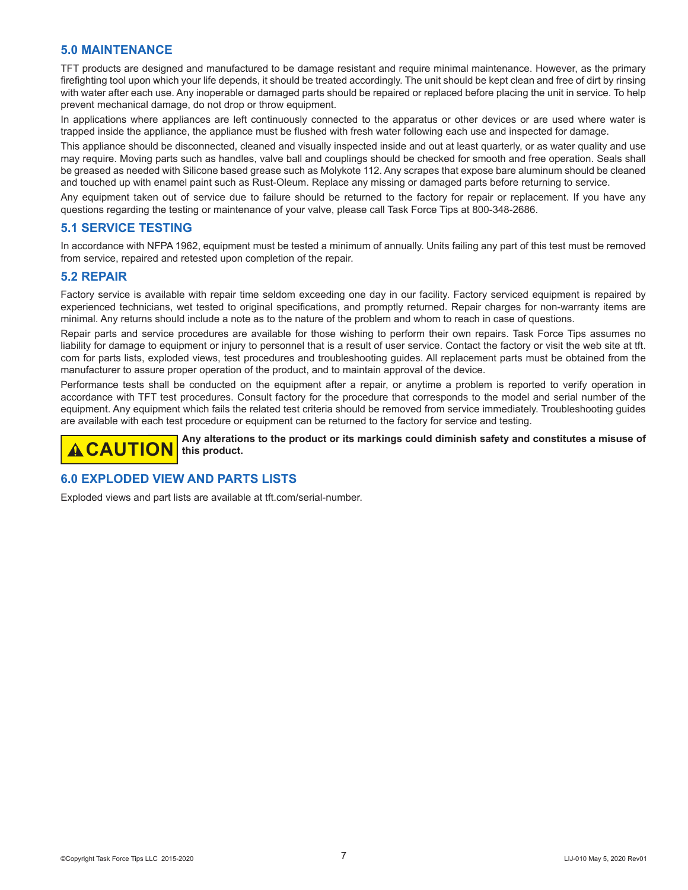## 5.0 MAINTENANCE

TFT products are designed and manufactured to be damage resistant and require minimal maintenance. However, as the primary firefighting tool upon which your life depends, it should be treated accordingly. The unit should be kept clean and free of dirt by rinsing with water after each use. Any inoperable or damaged parts should be repaired or replaced before placing the unit in service. To help prevent mechanical damage, do not drop or throw equipment.

In applications where appliances are left continuously connected to the apparatus or other devices or are used where water is trapped inside the appliance, the appliance must be flushed with fresh water following each use and inspected for damage.

This appliance should be disconnected, cleaned and visually inspected inside and out at least quarterly, or as water quality and use may require. Moving parts such as handles, valve ball and couplings should be checked for smooth and free operation. Seals shall be greased as needed with Silicone based grease such as Molykote 112. Any scrapes that expose bare aluminum should be cleaned and touched up with enamel paint such as Rust-Oleum. Replace any missing or damaged parts before returning to service.

Any equipment taken out of service due to failure should be returned to the factory for repair or replacement. If you have any questions regarding the testing or maintenance of your valve, please call Task Force Tips at 800-348-2686.

### 5.1 SERVICE TESTING

In accordance with NFPA 1962, equipment must be tested a minimum of annually. Units failing any part of this test must be removed from service, repaired and retested upon completion of the repair.

### 5.2 REPAIR

Factory service is available with repair time seldom exceeding one day in our facility. Factory serviced equipment is repaired by experienced technicians, wet tested to original specifications, and promptly returned. Repair charges for non-warranty items are minimal. Any returns should include a note as to the nature of the problem and whom to reach in case of questions.

Repair parts and service procedures are available for those wishing to perform their own repairs. Task Force Tips assumes no liability for damage to equipment or injury to personnel that is a result of user service. Contact the factory or visit the web site at tft.com for parts lists, exploded views, test procedures and troubleshooting guides. All replacement parts must be obtained from the manufacturer to assure proper operation of the product, and to maintain approval of the device.

Performance tests shall be conducted on the equipment after a repair, or anytime a problem is reported to verify operation in accordance with TFT test procedures. Consult factory for the procedure that corresponds to the model and serial number of the equipment. Any equipment which fails the related test criteria should be removed from service immediately. Troubleshooting guides are available with each test procedure or equipment can be returned to the factory for service and testing.

**⚠ CAUTION** **Any alterations to the product or its markings could diminish safety and constitutes a misuse of this product.**

## 6.0 EXPLODED VIEW AND PARTS LISTS

Exploded views and part lists are available at tft.com/serial-number.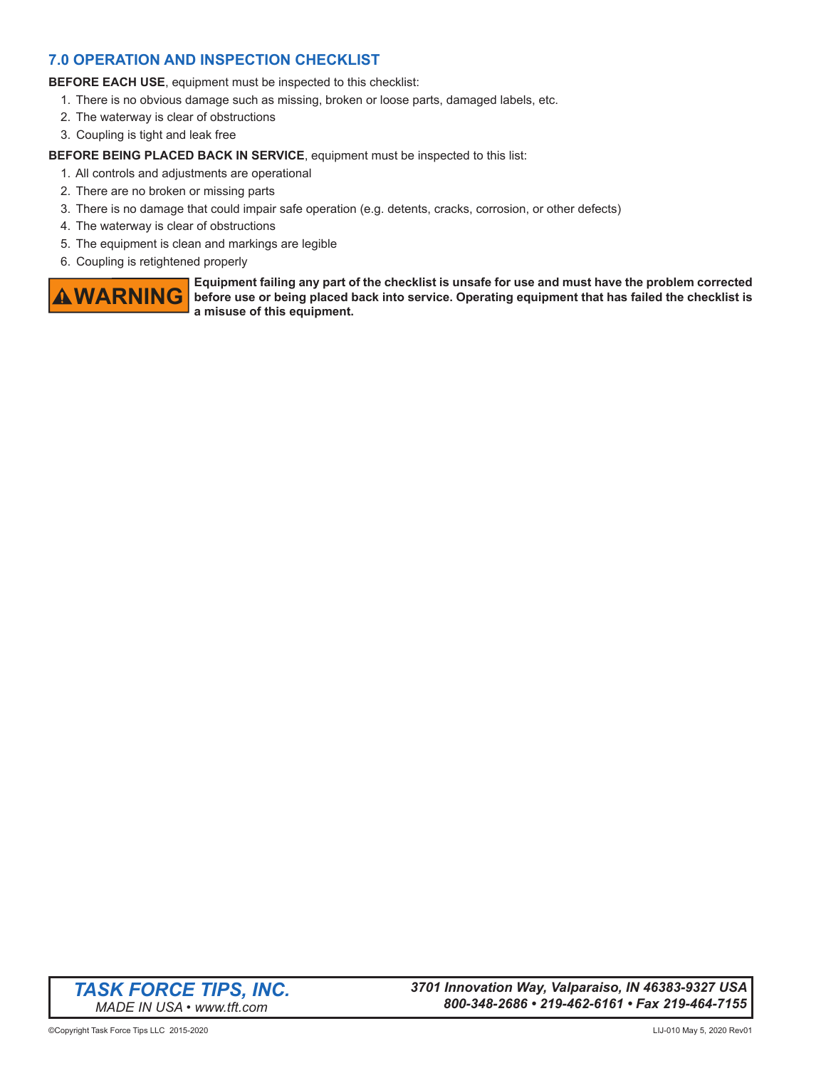## 7.0 OPERATION AND INSPECTION CHECKLIST

**BEFORE EACH USE**, equipment must be inspected to this checklist:

1. There is no obvious damage such as missing, broken or loose parts, damaged labels, etc.
2. The waterway is clear of obstructions
3. Coupling is tight and leak free

**BEFORE BEING PLACED BACK IN SERVICE**, equipment must be inspected to this list:

1. All controls and adjustments are operational
2. There are no broken or missing parts
3. There is no damage that could impair safe operation (e.g. detents, cracks, corrosion, or other defects)
4. The waterway is clear of obstructions
5. The equipment is clean and markings are legible
6. Coupling is retightened properly

**⚠WARNING** **Equipment failing any part of the checklist is unsafe for use and must have the problem corrected before use or being placed back into service. Operating equipment that has failed the checklist is a misuse of this equipment.**

*TASK FORCE TIPS, INC.*
*MADE IN USA • www.tft.com*

*3701 Innovation Way, Valparaiso, IN 46383-9327 USA*
*800-348-2686 • 219-462-6161 • Fax 219-464-7155*

©Copyright Task Force Tips LLC 2015-2020

LIJ-010 May 5, 2020 Rev01